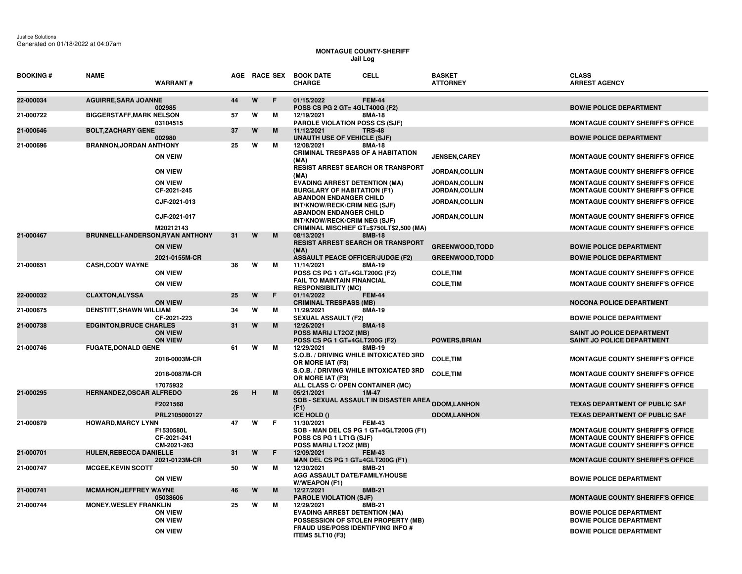Justice Solutions
Generated on 01/18/2022 at 04:07am

# MONTAGUE COUNTY-SHERIFF
Jail Log

| BOOKING # | NAME / WARRANT # | AGE | RACE | SEX | BOOK DATE / CHARGE | CELL | BASKET / ATTORNEY | CLASS / ARREST AGENCY |
|---|---|---|---|---|---|---|---|---|
| 22-000034 | AGUIRRE,SARA JOANNE | 44 | W | F | 01/15/2022 | FEM-44 | | |
| | 002985 | | | | POSS CS PG 2 GT= 4GLT400G (F2) | | | BOWIE POLICE DEPARTMENT |
| 21-000722 | BIGGERSTAFF,MARK NELSON | 57 | W | M | 12/19/2021 | 8MA-18 | | |
| | 03104515 | | | | PAROLE VIOLATION POSS CS (SJF) | | | MONTAGUE COUNTY SHERIFF'S OFFICE |
| 21-000646 | BOLT,ZACHARY GENE | 37 | W | M | 11/12/2021 | TRS-48 | | |
| | 002980 | | | | UNAUTH USE OF VEHICLE (SJF) | | | BOWIE POLICE DEPARTMENT |
| 21-000696 | BRANNON,JORDAN ANTHONY | 25 | W | M | 12/08/2021 | 8MA-18 | | |
| | ON VEIW | | | | CRIMINAL TRESPASS OF A HABITATION (MA) | | JENSEN,CAREY | MONTAGUE COUNTY SHERIFF'S OFFICE |
| | ON VIEW | | | | RESIST ARREST SEARCH OR TRANSPORT (MA) | | JORDAN,COLLIN | MONTAGUE COUNTY SHERIFF'S OFFICE |
| | ON VIEW | | | | EVADING ARREST DETENTION (MA) | | JORDAN,COLLIN | MONTAGUE COUNTY SHERIFF'S OFFICE |
| | CF-2021-245 | | | | BURGLARY OF HABITATION (F1) | | JORDAN,COLLIN | MONTAGUE COUNTY SHERIFF'S OFFICE |
| | CJF-2021-013 | | | | ABANDON ENDANGER CHILD INT/KNOW/RECK/CRIM NEG (SJF) | | JORDAN,COLLIN | MONTAGUE COUNTY SHERIFF'S OFFICE |
| | CJF-2021-017 | | | | ABANDON ENDANGER CHILD INT/KNOW/RECK/CRIM NEG (SJF) | | JORDAN,COLLIN | MONTAGUE COUNTY SHERIFF'S OFFICE |
| | M20212143 | | | | CRIMINAL MISCHIEF GT=$750LT$2,500 (MA) | | | MONTAGUE COUNTY SHERIFF'S OFFICE |
| 21-000467 | BRUNNELLI-ANDERSON,RYAN ANTHONY | 31 | W | M | 08/13/2021 | 8MB-18 | | |
| | ON VIEW | | | | RESIST ARREST SEARCH OR TRANSPORT (MA) | | GREENWOOD,TODD | BOWIE POLICE DEPARTMENT |
| | 2021-0155M-CR | | | | ASSAULT PEACE OFFICER/JUDGE (F2) | | GREENWOOD,TODD | BOWIE POLICE DEPARTMENT |
| 21-000651 | CASH,CODY WAYNE | 36 | W | M | 11/14/2021 | 8MA-19 | | |
| | ON VIEW | | | | POSS CS PG 1 GT=4GLT200G (F2) | | COLE,TIM | MONTAGUE COUNTY SHERIFF'S OFFICE |
| | ON VIEW | | | | FAIL TO MAINTAIN FINANCIAL RESPONSIBILITY (MC) | | COLE,TIM | MONTAGUE COUNTY SHERIFF'S OFFICE |
| 22-000032 | CLAXTON,ALYSSA | 25 | W | F | 01/14/2022 | FEM-44 | | |
| | ON VIEW | | | | CRIMINAL TRESPASS (MB) | | | NOCONA POLICE DEPARTMENT |
| 21-000675 | DENSTITT,SHAWN WILLIAM | 34 | W | M | 11/29/2021 | 8MA-19 | | |
| | CF-2021-223 | | | | SEXUAL ASSAULT (F2) | | | BOWIE POLICE DEPARTMENT |
| 21-000738 | EDGINTON,BRUCE CHARLES | 31 | W | M | 12/26/2021 | 8MA-18 | | |
| | ON VIEW | | | | POSS MARIJ LT2OZ (MB) | | | SAINT JO POLICE DEPARTMENT |
| | ON VIEW | | | | POSS CS PG 1 GT=4GLT200G (F2) | | POWERS,BRIAN | SAINT JO POLICE DEPARTMENT |
| 21-000746 | FUGATE,DONALD GENE | 61 | W | M | 12/29/2021 | 8MB-19 | | |
| | 2018-0003M-CR | | | | S.O.B. / DRIVING WHILE INTOXICATED 3RD OR MORE IAT (F3) | | COLE,TIM | MONTAGUE COUNTY SHERIFF'S OFFICE |
| | 2018-0087M-CR | | | | S.O.B. / DRIVING WHILE INTOXICATED 3RD OR MORE IAT (F3) | | COLE,TIM | MONTAGUE COUNTY SHERIFF'S OFFICE |
| | 17075932 | | | | ALL CLASS C/ OPEN CONTAINER (MC) | | | MONTAGUE COUNTY SHERIFF'S OFFICE |
| 21-000295 | HERNANDEZ,OSCAR ALFREDO | 26 | H | M | 05/21/2021 | 1M-47 | | |
| | F2021568 | | | | SOB - SEXUAL ASSAULT IN DISASTER AREA (F1) | | ODOM,LANHON | TEXAS DEPARTMENT OF PUBLIC SAF |
| | PRL2105000127 | | | | ICE HOLD () | | ODOM,LANHON | TEXAS DEPARTMENT OF PUBLIC SAF |
| 21-000679 | HOWARD,MARCY LYNN | 47 | W | F | 11/30/2021 | FEM-43 | | |
| | F1530580L | | | | SOB - MAN DEL CS PG 1 GT=4GLT200G (F1) | | | MONTAGUE COUNTY SHERIFF'S OFFICE |
| | CF-2021-241 | | | | POSS CS PG 1 LT1G (SJF) | | | MONTAGUE COUNTY SHERIFF'S OFFICE |
| | CM-2021-263 | | | | POSS MARIJ LT2OZ (MB) | | | MONTAGUE COUNTY SHERIFF'S OFFICE |
| 21-000701 | HULEN,REBECCA DANIELLE | 31 | W | F | 12/09/2021 | FEM-43 | | |
| | 2021-0123M-CR | | | | MAN DEL CS PG 1 GT=4GLT200G (F1) | | | MONTAGUE COUNTY SHERIFF'S OFFICE |
| 21-000747 | MCGEE,KEVIN SCOTT | 50 | W | M | 12/30/2021 | 8MB-21 | | |
| | ON VIEW | | | | AGG ASSAULT DATE/FAMILY/HOUSE W/WEAPON (F1) | | | BOWIE POLICE DEPARTMENT |
| 21-000741 | MCMAHON,JEFFREY WAYNE | 46 | W | M | 12/27/2021 | 8MB-21 | | |
| | 05038606 | | | | PAROLE VIOLATION (SJF) | | | MONTAGUE COUNTY SHERIFF'S OFFICE |
| 21-000744 | MONEY,WESLEY FRANKLIN | 25 | W | M | 12/29/2021 | 8MB-21 | | |
| | ON VIEW | | | | EVADING ARREST DETENTION (MA) | | | BOWIE POLICE DEPARTMENT |
| | ON VIEW | | | | POSSESSION OF STOLEN PROPERTY (MB) | | | BOWIE POLICE DEPARTMENT |
| | ON VIEW | | | | FRAUD USE/POSS IDENTIFYING INFO # ITEMS 5LT10 (F3) | | | BOWIE POLICE DEPARTMENT |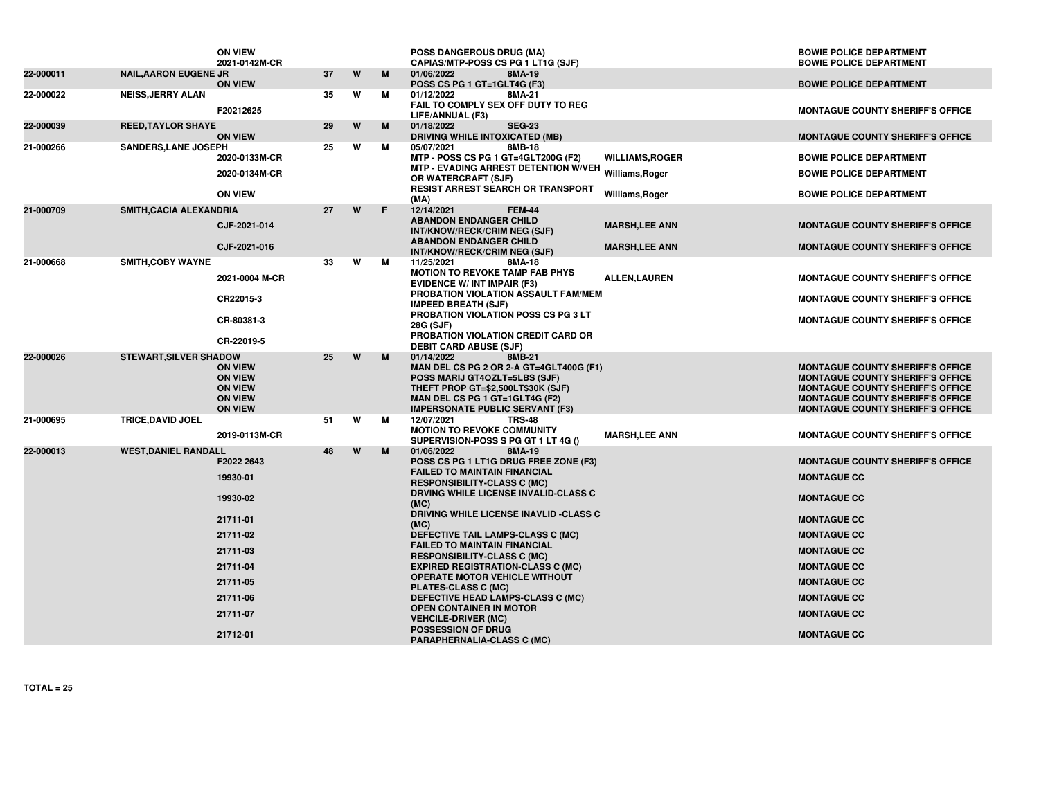| | | | | | | | |
|---|---|---|---|---|---|---|---|
| | | ON VIEW | | | | POSS DANGEROUS DRUG (MA) | | BOWIE POLICE DEPARTMENT |
| | | 2021-0142M-CR | | | | CAPIAS/MTP-POSS CS PG 1 LT1G (SJF) | | BOWIE POLICE DEPARTMENT |
| 22-000011 | NAIL,AARON EUGENE JR | | 37 | W | M | 01/06/2022 8MA-19 | | |
| | | ON VIEW | | | | POSS CS PG 1 GT=1GLT4G (F3) | | BOWIE POLICE DEPARTMENT |
| 22-000022 | NEISS,JERRY ALAN | | 35 | W | M | 01/12/2022 8MA-21 | | |
| | | F20212625 | | | | FAIL TO COMPLY SEX OFF DUTY TO REG LIFE/ANNUAL (F3) | | MONTAGUE COUNTY SHERIFF'S OFFICE |
| 22-000039 | REED,TAYLOR SHAYE | | 29 | W | M | 01/18/2022 SEG-23 | | |
| | | ON VIEW | | | | DRIVING WHILE INTOXICATED (MB) | | MONTAGUE COUNTY SHERIFF'S OFFICE |
| 21-000266 | SANDERS,LANE JOSEPH | | 25 | W | M | 05/07/2021 8MB-18 | | |
| | | 2020-0133M-CR | | | | MTP - POSS CS PG 1 GT=4GLT200G (F2) | WILLIAMS,ROGER | BOWIE POLICE DEPARTMENT |
| | | 2020-0134M-CR | | | | MTP - EVADING ARREST DETENTION W/VEH OR WATERCRAFT (SJF) | Williams,Roger | BOWIE POLICE DEPARTMENT |
| | | ON VIEW | | | | RESIST ARREST SEARCH OR TRANSPORT (MA) | Williams,Roger | BOWIE POLICE DEPARTMENT |
| 21-000709 | SMITH,CACIA ALEXANDRIA | | 27 | W | F | 12/14/2021 FEM-44 | | |
| | | CJF-2021-014 | | | | ABANDON ENDANGER CHILD INT/KNOW/RECK/CRIM NEG (SJF) | MARSH,LEE ANN | MONTAGUE COUNTY SHERIFF'S OFFICE |
| | | CJF-2021-016 | | | | ABANDON ENDANGER CHILD INT/KNOW/RECK/CRIM NEG (SJF) | MARSH,LEE ANN | MONTAGUE COUNTY SHERIFF'S OFFICE |
| 21-000668 | SMITH,COBY WAYNE | | 33 | W | M | 11/25/2021 8MA-18 | | |
| | | 2021-0004 M-CR | | | | MOTION TO REVOKE TAMP FAB PHYS EVIDENCE W/ INT IMPAIR (F3) | ALLEN,LAUREN | MONTAGUE COUNTY SHERIFF'S OFFICE |
| | | CR22015-3 | | | | PROBATION VIOLATION ASSAULT FAM/MEM IMPEED BREATH (SJF) | | MONTAGUE COUNTY SHERIFF'S OFFICE |
| | | CR-80381-3 | | | | PROBATION VIOLATION POSS CS PG 3 LT 28G (SJF) | | MONTAGUE COUNTY SHERIFF'S OFFICE |
| | | CR-22019-5 | | | | PROBATION VIOLATION CREDIT CARD OR DEBIT CARD ABUSE (SJF) | | |
| 22-000026 | STEWART,SILVER SHADOW | | 25 | W | M | 01/14/2022 8MB-21 | | |
| | | ON VIEW | | | | MAN DEL CS PG 2 OR 2-A GT=4GLT400G (F1) | | MONTAGUE COUNTY SHERIFF'S OFFICE |
| | | ON VIEW | | | | POSS MARIJ GT4OZLT=5LBS (SJF) | | MONTAGUE COUNTY SHERIFF'S OFFICE |
| | | ON VIEW | | | | THEFT PROP GT=$2,500LT$30K (SJF) | | MONTAGUE COUNTY SHERIFF'S OFFICE |
| | | ON VIEW | | | | MAN DEL CS PG 1 GT=1GLT4G (F2) | | MONTAGUE COUNTY SHERIFF'S OFFICE |
| | | ON VIEW | | | | IMPERSONATE PUBLIC SERVANT (F3) | | MONTAGUE COUNTY SHERIFF'S OFFICE |
| 21-000695 | TRICE,DAVID JOEL | | 51 | W | M | 12/07/2021 TRS-48 | | |
| | | 2019-0113M-CR | | | | MOTION TO REVOKE COMMUNITY SUPERVISION-POSS S PG GT 1 LT 4G () | MARSH,LEE ANN | MONTAGUE COUNTY SHERIFF'S OFFICE |
| 22-000013 | WEST,DANIEL RANDALL | | 48 | W | M | 01/06/2022 8MA-19 | | |
| | | F2022 2643 | | | | POSS CS PG 1 LT1G DRUG FREE ZONE (F3) | | MONTAGUE COUNTY SHERIFF'S OFFICE |
| | | 19930-01 | | | | FAILED TO MAINTAIN FINANCIAL RESPONSIBILITY-CLASS C (MC) | | MONTAGUE CC |
| | | 19930-02 | | | | DRVING WHILE LICENSE INVALID-CLASS C (MC) | | MONTAGUE CC |
| | | 21711-01 | | | | DRIVING WHILE LICENSE INAVLID -CLASS C (MC) | | MONTAGUE CC |
| | | 21711-02 | | | | DEFECTIVE TAIL LAMPS-CLASS C (MC) | | MONTAGUE CC |
| | | 21711-03 | | | | FAILED TO MAINTAIN FINANCIAL RESPONSIBILITY-CLASS C (MC) | | MONTAGUE CC |
| | | 21711-04 | | | | EXPIRED REGISTRATION-CLASS C (MC) | | MONTAGUE CC |
| | | 21711-05 | | | | OPERATE MOTOR VEHICLE WITHOUT PLATES-CLASS C (MC) | | MONTAGUE CC |
| | | 21711-06 | | | | DEFECTIVE HEAD LAMPS-CLASS C (MC) | | MONTAGUE CC |
| | | 21711-07 | | | | OPEN CONTAINER IN MOTOR VEHCILE-DRIVER (MC) | | MONTAGUE CC |
| | | 21712-01 | | | | POSSESSION OF DRUG PARAPHERNALIA-CLASS C (MC) | | MONTAGUE CC |

**TOTAL = 25**